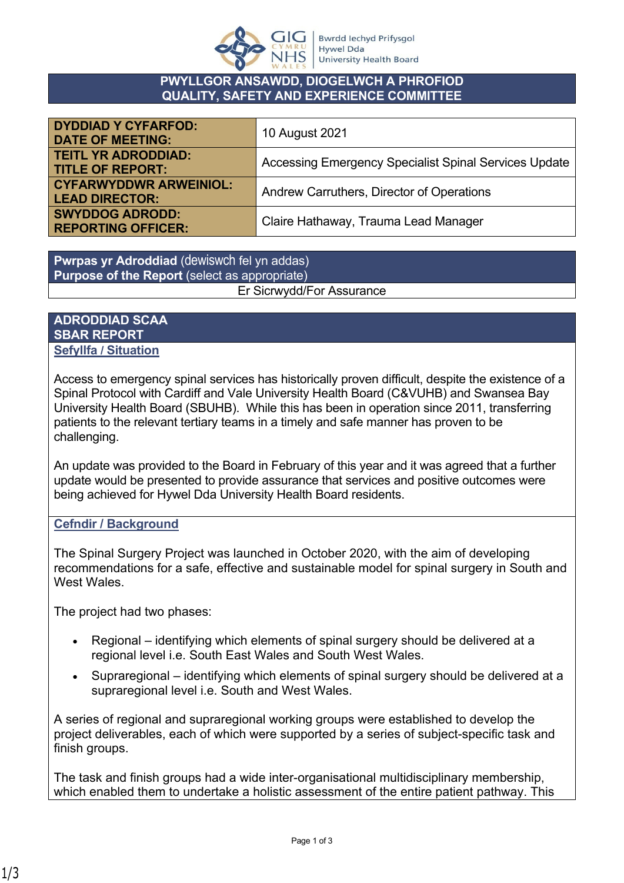## PWYLLGOR ANSAWDD, DIOGELWCH A PHROFIOD
## QUALITY, SAFETY AND EXPERIENCE COMMITTEE

| | |
|---|---|
| **DYDDIAD Y CYFARFOD: DATE OF MEETING:** | 10 August 2021 |
| **TEITL YR ADRODDIAD: TITLE OF REPORT:** | Accessing Emergency Specialist Spinal Services Update |
| **CYFARWYDDWR ARWEINIOL: LEAD DIRECTOR:** | Andrew Carruthers, Director of Operations |
| **SWYDDOG ADRODD: REPORTING OFFICER:** | Claire Hathaway, Trauma Lead Manager |

**Pwrpas yr Adroddiad** (dewiswch fel yn addas)
**Purpose of the Report** (select as appropriate)

Er Sicrwydd/For Assurance

## ADRODDIAD SCAA
## SBAR REPORT

### Sefyllfa / Situation

Access to emergency spinal services has historically proven difficult, despite the existence of a Spinal Protocol with Cardiff and Vale University Health Board (C&VUHB) and Swansea Bay University Health Board (SBUHB). While this has been in operation since 2011, transferring patients to the relevant tertiary teams in a timely and safe manner has proven to be challenging.

An update was provided to the Board in February of this year and it was agreed that a further update would be presented to provide assurance that services and positive outcomes were being achieved for Hywel Dda University Health Board residents.

### Cefndir / Background

The Spinal Surgery Project was launched in October 2020, with the aim of developing recommendations for a safe, effective and sustainable model for spinal surgery in South and West Wales.

The project had two phases:

- Regional – identifying which elements of spinal surgery should be delivered at a regional level i.e. South East Wales and South West Wales.
- Supraregional – identifying which elements of spinal surgery should be delivered at a supraregional level i.e. South and West Wales.

A series of regional and supraregional working groups were established to develop the project deliverables, each of which were supported by a series of subject-specific task and finish groups.

The task and finish groups had a wide inter-organisational multidisciplinary membership, which enabled them to undertake a holistic assessment of the entire patient pathway. This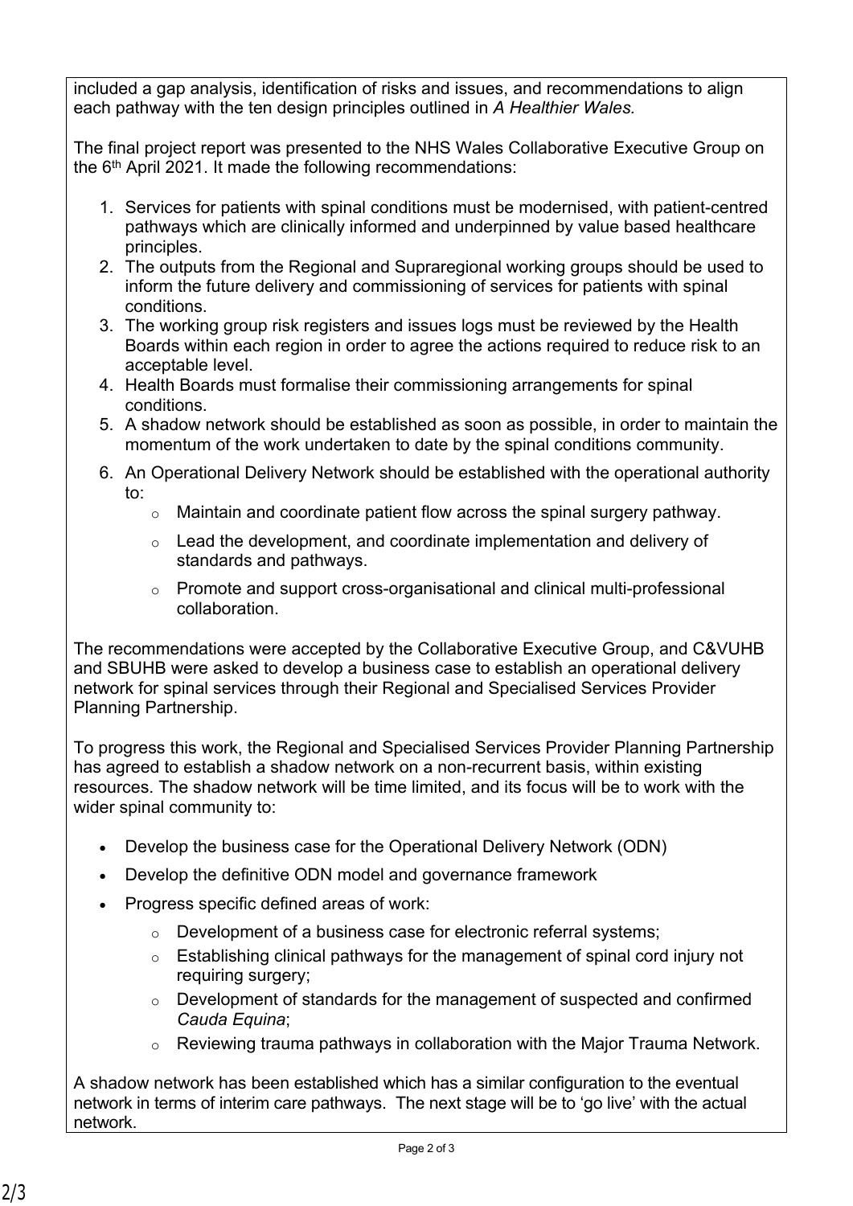included a gap analysis, identification of risks and issues, and recommendations to align each pathway with the ten design principles outlined in *A Healthier Wales.*

The final project report was presented to the NHS Wales Collaborative Executive Group on the 6th April 2021. It made the following recommendations:

1. Services for patients with spinal conditions must be modernised, with patient-centred pathways which are clinically informed and underpinned by value based healthcare principles.
2. The outputs from the Regional and Supraregional working groups should be used to inform the future delivery and commissioning of services for patients with spinal conditions.
3. The working group risk registers and issues logs must be reviewed by the Health Boards within each region in order to agree the actions required to reduce risk to an acceptable level.
4. Health Boards must formalise their commissioning arrangements for spinal conditions.
5. A shadow network should be established as soon as possible, in order to maintain the momentum of the work undertaken to date by the spinal conditions community.
6. An Operational Delivery Network should be established with the operational authority to:
   - Maintain and coordinate patient flow across the spinal surgery pathway.
   - Lead the development, and coordinate implementation and delivery of standards and pathways.
   - Promote and support cross-organisational and clinical multi-professional collaboration.

The recommendations were accepted by the Collaborative Executive Group, and C&VUHB and SBUHB were asked to develop a business case to establish an operational delivery network for spinal services through their Regional and Specialised Services Provider Planning Partnership.

To progress this work, the Regional and Specialised Services Provider Planning Partnership has agreed to establish a shadow network on a non-recurrent basis, within existing resources. The shadow network will be time limited, and its focus will be to work with the wider spinal community to:

- Develop the business case for the Operational Delivery Network (ODN)
- Develop the definitive ODN model and governance framework
- Progress specific defined areas of work:
  - Development of a business case for electronic referral systems;
  - Establishing clinical pathways for the management of spinal cord injury not requiring surgery;
  - Development of standards for the management of suspected and confirmed *Cauda Equina*;
  - Reviewing trauma pathways in collaboration with the Major Trauma Network.

A shadow network has been established which has a similar configuration to the eventual network in terms of interim care pathways. The next stage will be to 'go live' with the actual network.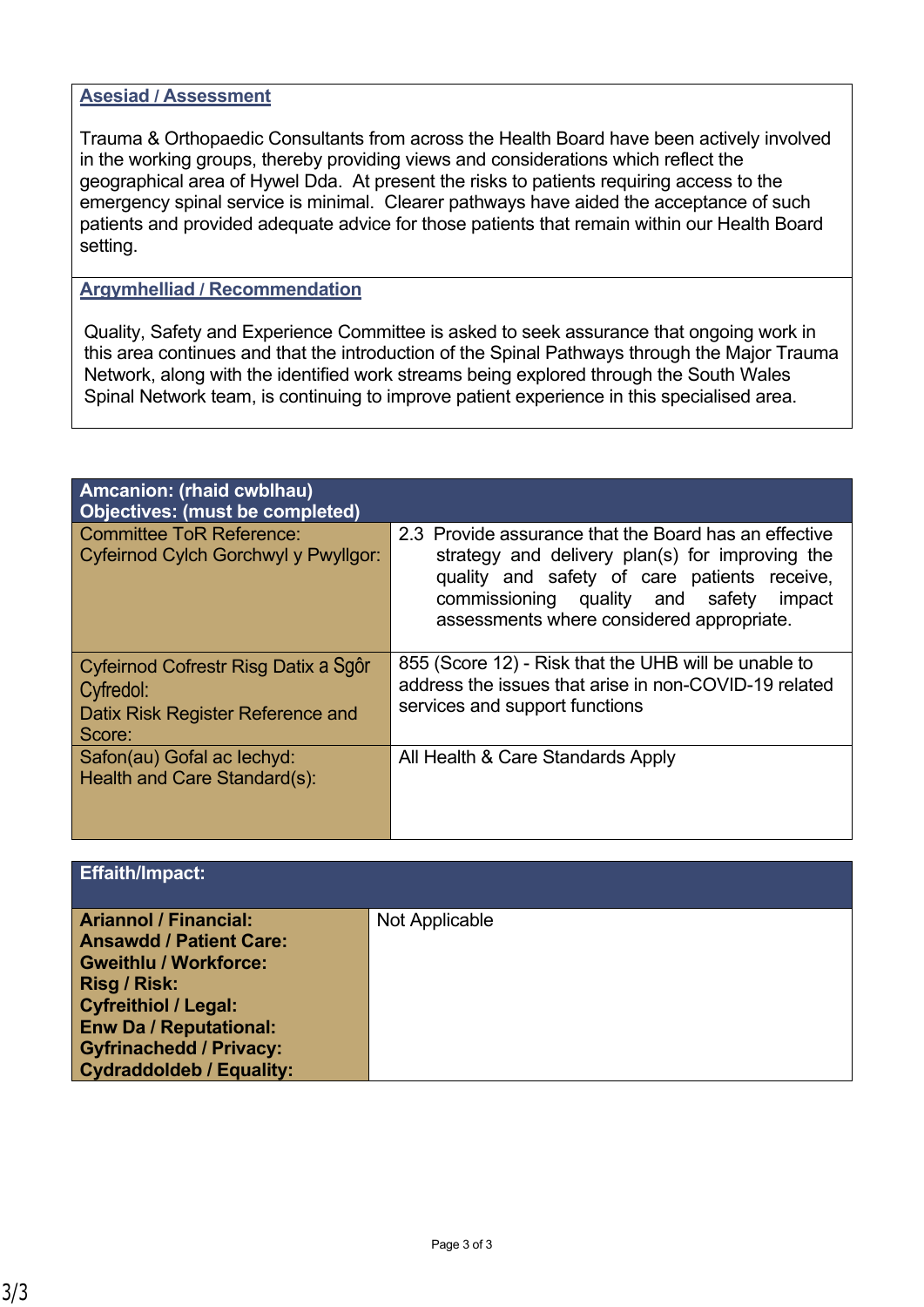## Asesiad / Assessment

Trauma & Orthopaedic Consultants from across the Health Board have been actively involved in the working groups, thereby providing views and considerations which reflect the geographical area of Hywel Dda. At present the risks to patients requiring access to the emergency spinal service is minimal. Clearer pathways have aided the acceptance of such patients and provided adequate advice for those patients that remain within our Health Board setting.

## Argymhelliad / Recommendation

Quality, Safety and Experience Committee is asked to seek assurance that ongoing work in this area continues and that the introduction of the Spinal Pathways through the Major Trauma Network, along with the identified work streams being explored through the South Wales Spinal Network team, is continuing to improve patient experience in this specialised area.

| **Amcanion: (rhaid cwblhau)**<br>**Objectives: (must be completed)** | |
|---|---|
| Committee ToR Reference:<br>Cyfeirnod Cylch Gorchwyl y Pwyllgor: | 2.3 Provide assurance that the Board has an effective strategy and delivery plan(s) for improving the quality and safety of care patients receive, commissioning quality and safety impact assessments where considered appropriate. |
| Cyfeirnod Cofrestr Risg Datix a Sgôr Cyfredol:<br>Datix Risk Register Reference and Score: | 855 (Score 12) - Risk that the UHB will be unable to address the issues that arise in non-COVID-19 related services and support functions |
| Safon(au) Gofal ac Iechyd:<br>Health and Care Standard(s): | All Health & Care Standards Apply |

| **Effaith/Impact:** | |
|---|---|
| **Ariannol / Financial:**<br>**Ansawdd / Patient Care:**<br>**Gweithlu / Workforce:**<br>**Risg / Risk:**<br>**Cyfreithiol / Legal:**<br>**Enw Da / Reputational:**<br>**Gyfrinachedd / Privacy:**<br>**Cydraddoldeb / Equality:** | Not Applicable |